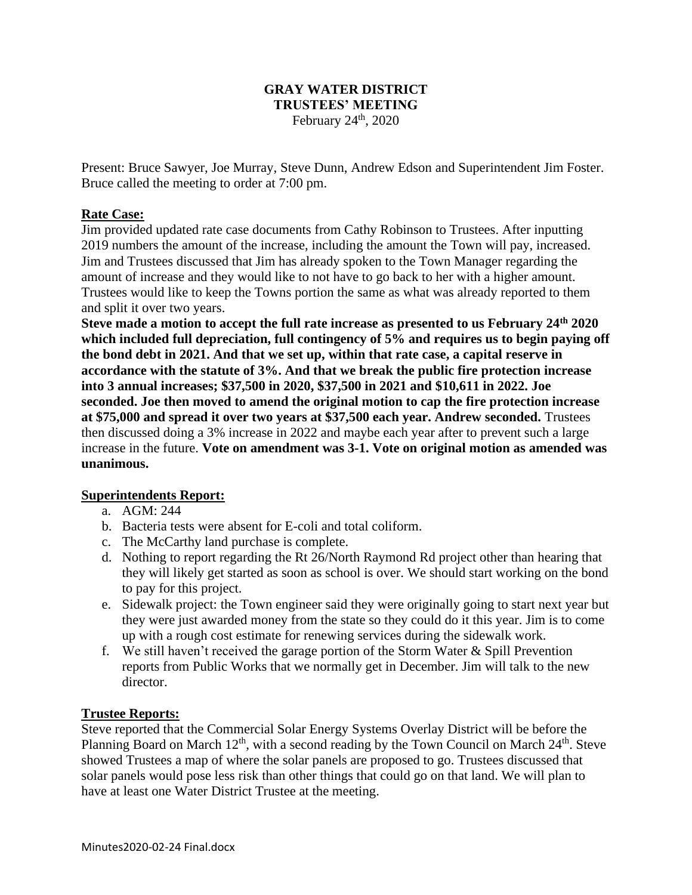# GRAY WATER DISTRICT
## TRUSTEES' MEETING
February 24th, 2020

Present: Bruce Sawyer, Joe Murray, Steve Dunn, Andrew Edson and Superintendent Jim Foster. Bruce called the meeting to order at 7:00 pm.

**Rate Case:**

Jim provided updated rate case documents from Cathy Robinson to Trustees. After inputting 2019 numbers the amount of the increase, including the amount the Town will pay, increased. Jim and Trustees discussed that Jim has already spoken to the Town Manager regarding the amount of increase and they would like to not have to go back to her with a higher amount. Trustees would like to keep the Towns portion the same as what was already reported to them and split it over two years.

**Steve made a motion to accept the full rate increase as presented to us February 24th 2020 which included full depreciation, full contingency of 5% and requires us to begin paying off the bond debt in 2021. And that we set up, within that rate case, a capital reserve in accordance with the statute of 3%. And that we break the public fire protection increase into 3 annual increases; $37,500 in 2020, $37,500 in 2021 and $10,611 in 2022. Joe seconded. Joe then moved to amend the original motion to cap the fire protection increase at $75,000 and spread it over two years at $37,500 each year. Andrew seconded.** Trustees then discussed doing a 3% increase in 2022 and maybe each year after to prevent such a large increase in the future. **Vote on amendment was 3-1. Vote on original motion as amended was unanimous.**

**Superintendents Report:**

a. AGM: 244
b. Bacteria tests were absent for E-coli and total coliform.
c. The McCarthy land purchase is complete.
d. Nothing to report regarding the Rt 26/North Raymond Rd project other than hearing that they will likely get started as soon as school is over. We should start working on the bond to pay for this project.
e. Sidewalk project: the Town engineer said they were originally going to start next year but they were just awarded money from the state so they could do it this year. Jim is to come up with a rough cost estimate for renewing services during the sidewalk work.
f. We still haven't received the garage portion of the Storm Water & Spill Prevention reports from Public Works that we normally get in December. Jim will talk to the new director.

**Trustee Reports:**

Steve reported that the Commercial Solar Energy Systems Overlay District will be before the Planning Board on March 12th, with a second reading by the Town Council on March 24th. Steve showed Trustees a map of where the solar panels are proposed to go. Trustees discussed that solar panels would pose less risk than other things that could go on that land. We will plan to have at least one Water District Trustee at the meeting.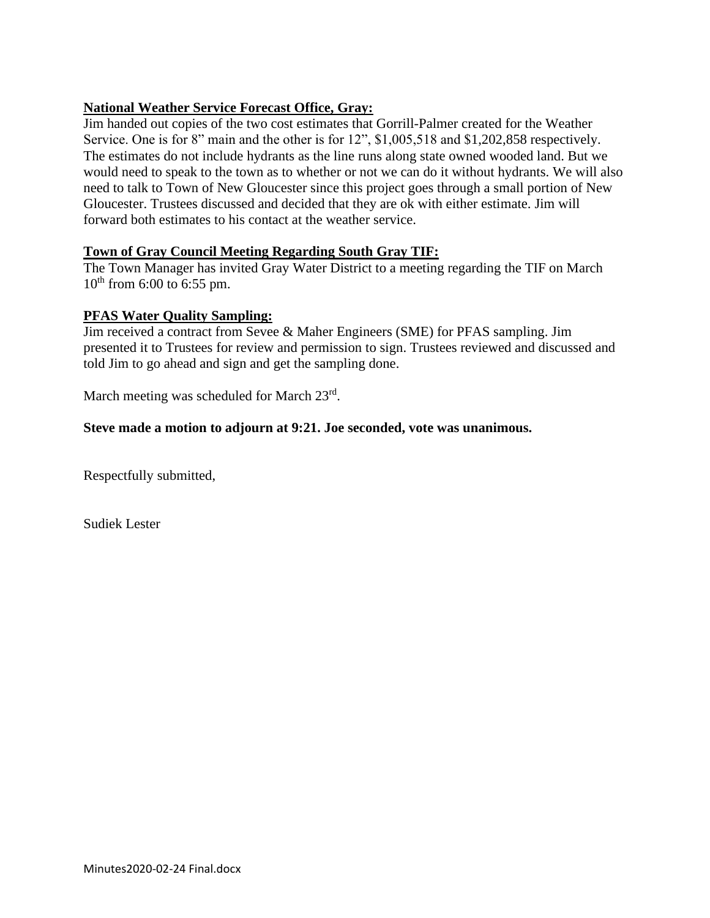**National Weather Service Forecast Office, Gray:**

Jim handed out copies of the two cost estimates that Gorrill-Palmer created for the Weather Service. One is for 8" main and the other is for 12", $1,005,518 and $1,202,858 respectively. The estimates do not include hydrants as the line runs along state owned wooded land. But we would need to speak to the town as to whether or not we can do it without hydrants. We will also need to talk to Town of New Gloucester since this project goes through a small portion of New Gloucester. Trustees discussed and decided that they are ok with either estimate. Jim will forward both estimates to his contact at the weather service.

**Town of Gray Council Meeting Regarding South Gray TIF:**

The Town Manager has invited Gray Water District to a meeting regarding the TIF on March 10th from 6:00 to 6:55 pm.

**PFAS Water Quality Sampling:**

Jim received a contract from Sevee & Maher Engineers (SME) for PFAS sampling. Jim presented it to Trustees for review and permission to sign. Trustees reviewed and discussed and told Jim to go ahead and sign and get the sampling done.

March meeting was scheduled for March 23rd.

**Steve made a motion to adjourn at 9:21. Joe seconded, vote was unanimous.**

Respectfully submitted,

Sudiek Lester

Minutes2020-02-24 Final.docx